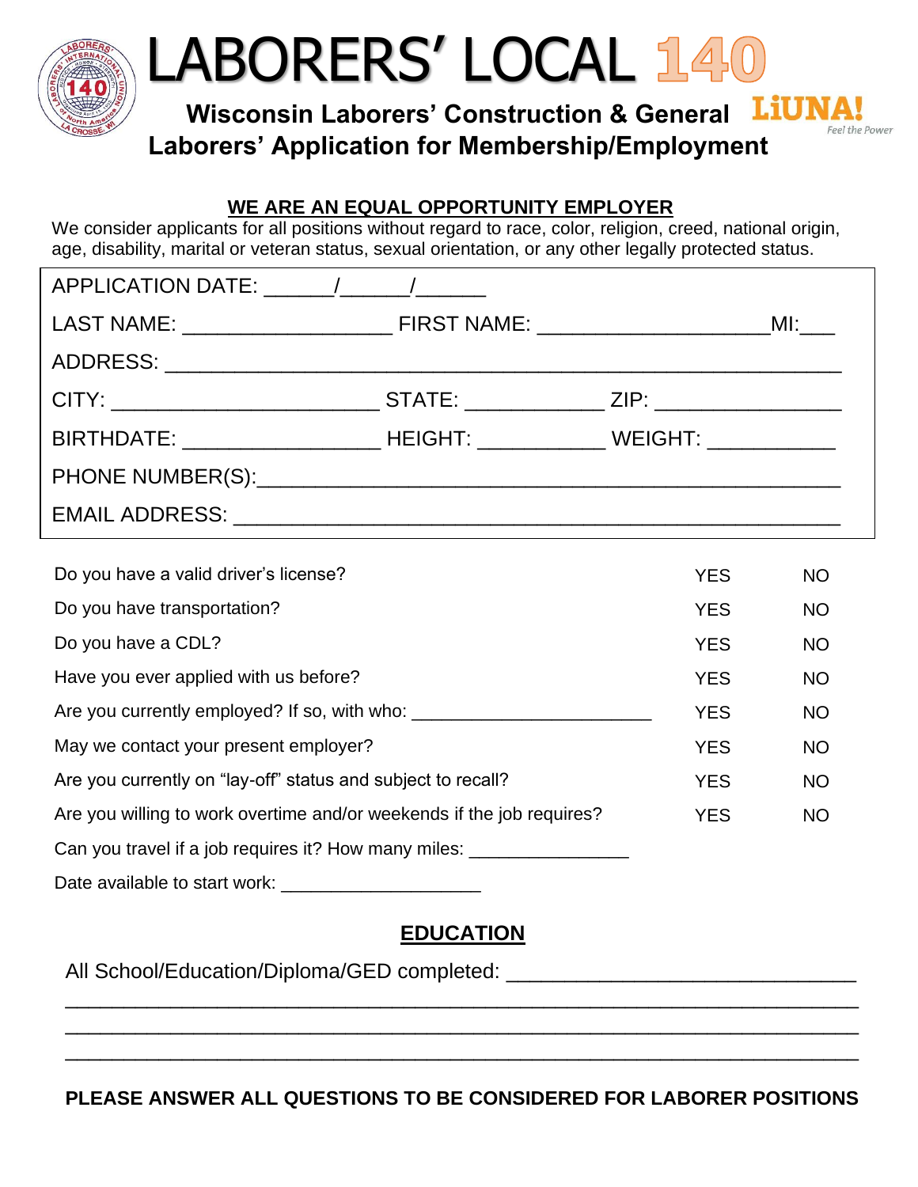# LABORERS' LOCAL 140

**Wisconsin Laborers' Construction & General**

LiUNA! *Feel the Power*

## Laborers' Application for Membership/Employment

**WE ARE AN EQUAL OPPORTUNITY EMPLOYER**

We consider applicants for all positions without regard to race, color, religion, creed, national origin, age, disability, marital or veteran status, sexual orientation, or any other legally protected status.

APPLICATION DATE: ______/______/______

LAST NAME: __________________ FIRST NAME: ____________________MI:___

ADDRESS: ________________________________________________________

CITY: _______________________ STATE: ____________ ZIP: ________________

BIRTHDATE: _________________ HEIGHT: ___________ WEIGHT: ___________

PHONE NUMBER(S):_________________________________________________

EMAIL ADDRESS: __________________________________________________

| | | |
|---|---|---|
| Do you have a valid driver's license? | YES | NO |
| Do you have transportation? | YES | NO |
| Do you have a CDL? | YES | NO |
| Have you ever applied with us before? | YES | NO |
| Are you currently employed? If so, with who: _______________________ | YES | NO |
| May we contact your present employer? | YES | NO |
| Are you currently on "lay-off" status and subject to recall? | YES | NO |
| Are you willing to work overtime and/or weekends if the job requires? | YES | NO |

Can you travel if a job requires it? How many miles: _______________

Date available to start work: ___________________

## EDUCATION

All School/Education/Diploma/GED completed: ______________________________

____________________________________________________________________

____________________________________________________________________

____________________________________________________________________

**PLEASE ANSWER ALL QUESTIONS TO BE CONSIDERED FOR LABORER POSITIONS**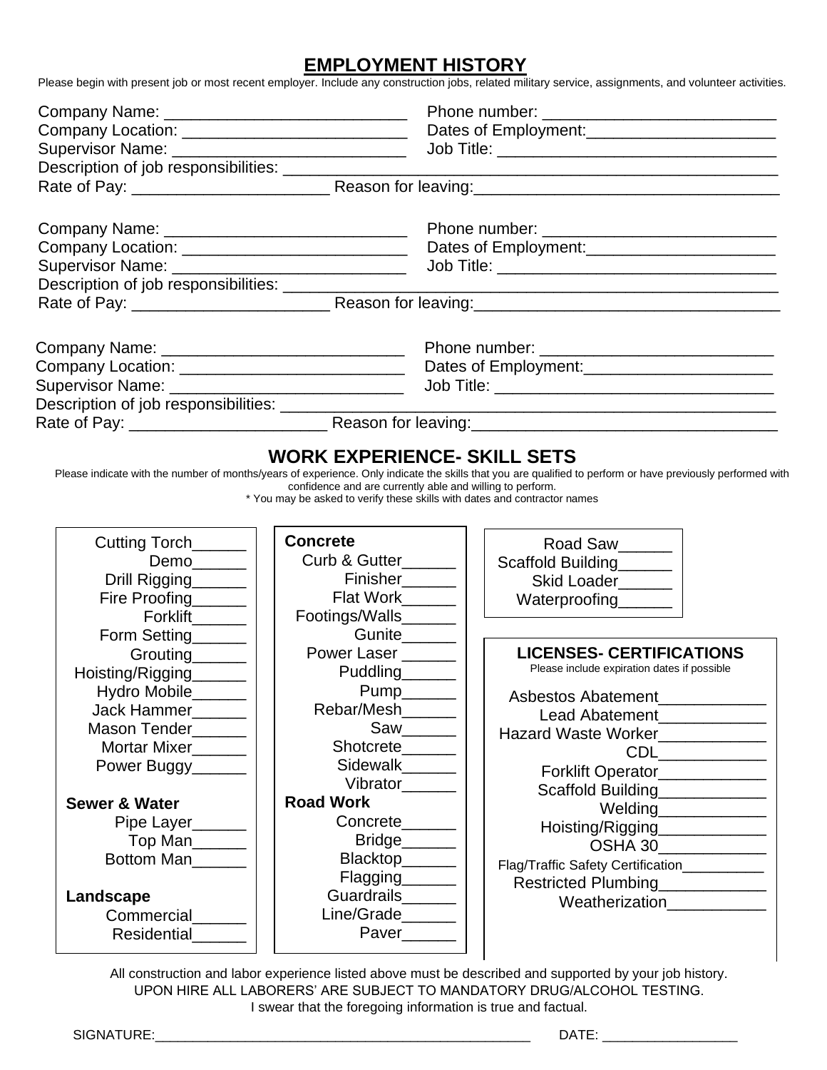## EMPLOYMENT HISTORY

Please begin with present job or most recent employer. Include any construction jobs, related military service, assignments, and volunteer activities.

Company Name: ___________________________ Phone number: __________________________
Company Location: _________________________ Dates of Employment:_____________________
Supervisor Name: __________________________ Job Title: _______________________________
Description of job responsibilities: ____________________________________________________________
Rate of Pay: ______________________ Reason for leaving:__________________________________

Company Name: ___________________________ Phone number: __________________________
Company Location: _________________________ Dates of Employment:_____________________
Supervisor Name: __________________________ Job Title: _______________________________
Description of job responsibilities: ____________________________________________________________
Rate of Pay: ______________________ Reason for leaving:__________________________________

Company Name: ___________________________ Phone number: __________________________
Company Location: _________________________ Dates of Employment:_____________________
Supervisor Name: __________________________ Job Title: _______________________________
Description of job responsibilities: ____________________________________________________________
Rate of Pay: ______________________ Reason for leaving:__________________________________

## WORK EXPERIENCE- SKILL SETS

Please indicate with the number of months/years of experience. Only indicate the skills that you are qualified to perform or have previously performed with confidence and are currently able and willing to perform.

* You may be asked to verify these skills with dates and contractor names

Cutting Torch______
Demo______
Drill Rigging______
Fire Proofing______
Forklift______
Form Setting______
Grouting______
Hoisting/Rigging______
Hydro Mobile______
Jack Hammer______
Mason Tender______
Mortar Mixer______
Power Buggy______

**Sewer & Water**

Pipe Layer______
Top Man______
Bottom Man______

**Landscape**

Commercial______
Residential______

**Concrete**

Curb & Gutter______
Finisher______
Flat Work______
Footings/Walls______
Gunite______
Power Laser ______
Puddling______
Pump______
Rebar/Mesh______
Saw______
Shotcrete______
Sidewalk______
Vibrator______

**Road Work**

Concrete______
Bridge______
Blacktop______
Flagging______
Guardrails______
Line/Grade______
Paver______

Road Saw______
Scaffold Building______
Skid Loader______
Waterproofing______

### LICENSES- CERTIFICATIONS

Please include expiration dates if possible

Asbestos Abatement____________
Lead Abatement____________
Hazard Waste Worker____________
CDL____________
Forklift Operator____________
Scaffold Building____________
Welding____________
Hoisting/Rigging____________
OSHA 30____________
Flag/Traffic Safety Certification__________
Restricted Plumbing____________
Weatherization___________

All construction and labor experience listed above must be described and supported by your job history.
UPON HIRE ALL LABORERS' ARE SUBJECT TO MANDATORY DRUG/ALCOHOL TESTING.
I swear that the foregoing information is true and factual.

SIGNATURE:__________________________________________________ DATE: __________________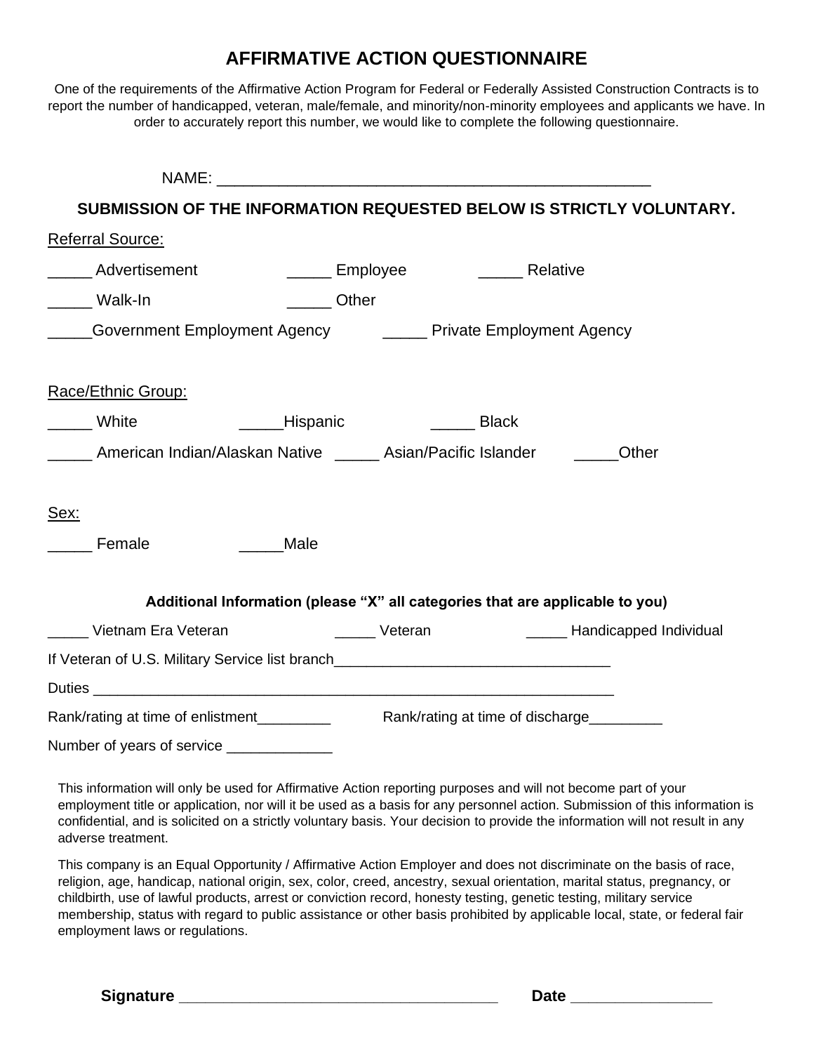# AFFIRMATIVE ACTION QUESTIONNAIRE

One of the requirements of the Affirmative Action Program for Federal or Federally Assisted Construction Contracts is to report the number of handicapped, veteran, male/female, and minority/non-minority employees and applicants we have. In order to accurately report this number, we would like to complete the following questionnaire.

NAME: ___________________________________________________

**SUBMISSION OF THE INFORMATION REQUESTED BELOW IS STRICTLY VOLUNTARY.**

Referral Source:

_____ Advertisement _____ Employee _____ Relative

_____ Walk-In _____ Other

_____Government Employment Agency _____ Private Employment Agency

Race/Ethnic Group:

_____ White _____Hispanic _____ Black

_____ American Indian/Alaskan Native _____ Asian/Pacific Islander _____Other

Sex:

_____ Female _____Male

**Additional Information (please "X" all categories that are applicable to you)**

_____ Vietnam Era Veteran _____ Veteran _____ Handicapped Individual

If Veteran of U.S. Military Service list branch_________________________________

Duties _________________________________________________________________

Rank/rating at time of enlistment_________ Rank/rating at time of discharge_________

Number of years of service _____________

This information will only be used for Affirmative Action reporting purposes and will not become part of your employment title or application, nor will it be used as a basis for any personnel action. Submission of this information is confidential, and is solicited on a strictly voluntary basis. Your decision to provide the information will not result in any adverse treatment.

This company is an Equal Opportunity / Affirmative Action Employer and does not discriminate on the basis of race, religion, age, handicap, national origin, sex, color, creed, ancestry, sexual orientation, marital status, pregnancy, or childbirth, use of lawful products, arrest or conviction record, honesty testing, genetic testing, military service membership, status with regard to public assistance or other basis prohibited by applicable local, state, or federal fair employment laws or regulations.

**Signature** _____________________________________ **Date** ________________